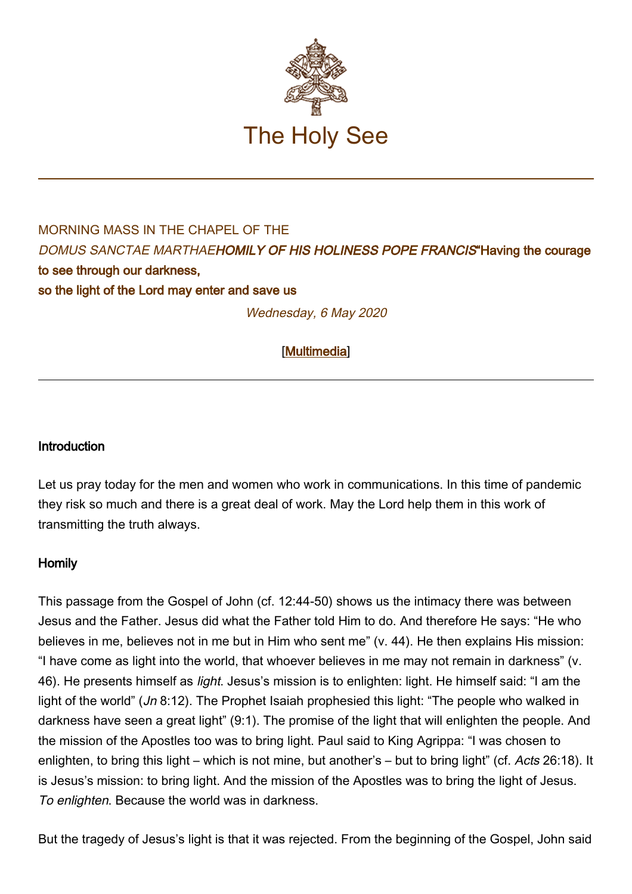# The Holy See

MORNING MASS IN THE CHAPEL OF THE
*DOMUS SANCTAE MARTHAE* ***HOMILY OF HIS HOLINESS POPE FRANCIS***

**"Having the courage to see through our darkness,
so the light of the Lord may enter and save us**

*Wednesday, 6 May 2020*

[Multimedia]

---

### Introduction

Let us pray today for the men and women who work in communications. In this time of pandemic they risk so much and there is a great deal of work. May the Lord help them in this work of transmitting the truth always.

### Homily

This passage from the Gospel of John (cf. 12:44-50) shows us the intimacy there was between Jesus and the Father. Jesus did what the Father told Him to do. And therefore He says: "He who believes in me, believes not in me but in Him who sent me" (v. 44). He then explains His mission: "I have come as light into the world, that whoever believes in me may not remain in darkness" (v. 46). He presents himself as *light*. Jesus's mission is to enlighten: light. He himself said: "I am the light of the world" (*Jn* 8:12). The Prophet Isaiah prophesied this light: "The people who walked in darkness have seen a great light" (9:1). The promise of the light that will enlighten the people. And the mission of the Apostles too was to bring light. Paul said to King Agrippa: "I was chosen to enlighten, to bring this light – which is not mine, but another's – but to bring light" (cf. *Acts* 26:18). It is Jesus's mission: to bring light. And the mission of the Apostles was to bring the light of Jesus. *To enlighten*. Because the world was in darkness.

But the tragedy of Jesus's light is that it was rejected. From the beginning of the Gospel, John said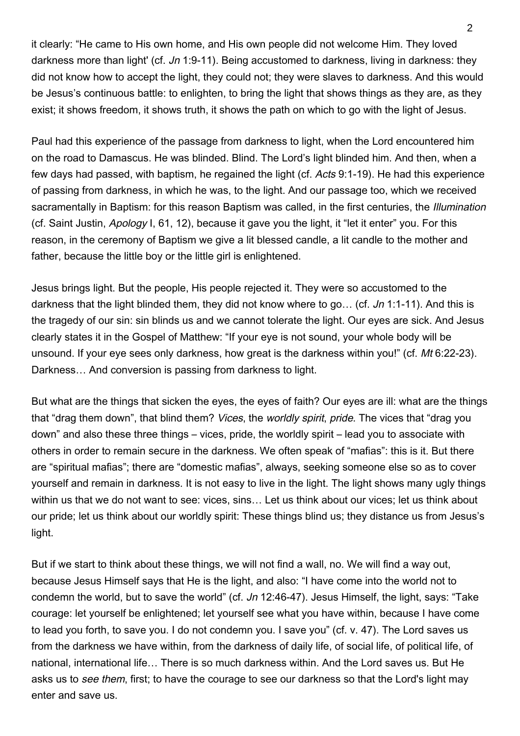it clearly: "He came to His own home, and His own people did not welcome Him. They loved darkness more than light' (cf. *Jn* 1:9-11). Being accustomed to darkness, living in darkness: they did not know how to accept the light, they could not; they were slaves to darkness. And this would be Jesus's continuous battle: to enlighten, to bring the light that shows things as they are, as they exist; it shows freedom, it shows truth, it shows the path on which to go with the light of Jesus.

Paul had this experience of the passage from darkness to light, when the Lord encountered him on the road to Damascus. He was blinded. Blind. The Lord's light blinded him. And then, when a few days had passed, with baptism, he regained the light (cf. *Acts* 9:1-19). He had this experience of passing from darkness, in which he was, to the light. And our passage too, which we received sacramentally in Baptism: for this reason Baptism was called, in the first centuries, the *Illumination* (cf. Saint Justin, *Apology* I, 61, 12), because it gave you the light, it "let it enter" you. For this reason, in the ceremony of Baptism we give a lit blessed candle, a lit candle to the mother and father, because the little boy or the little girl is enlightened.

Jesus brings light. But the people, His people rejected it. They were so accustomed to the darkness that the light blinded them, they did not know where to go… (cf. *Jn* 1:1-11). And this is the tragedy of our sin: sin blinds us and we cannot tolerate the light. Our eyes are sick. And Jesus clearly states it in the Gospel of Matthew: "If your eye is not sound, your whole body will be unsound. If your eye sees only darkness, how great is the darkness within you!" (cf. *Mt* 6:22-23). Darkness… And conversion is passing from darkness to light.

But what are the things that sicken the eyes, the eyes of faith? Our eyes are ill: what are the things that "drag them down", that blind them? *Vices*, the *worldly spirit*, *pride*. The vices that "drag you down" and also these three things – vices, pride, the worldly spirit – lead you to associate with others in order to remain secure in the darkness. We often speak of "mafias": this is it. But there are "spiritual mafias"; there are "domestic mafias", always, seeking someone else so as to cover yourself and remain in darkness. It is not easy to live in the light. The light shows many ugly things within us that we do not want to see: vices, sins… Let us think about our vices; let us think about our pride; let us think about our worldly spirit: These things blind us; they distance us from Jesus's light.

But if we start to think about these things, we will not find a wall, no. We will find a way out, because Jesus Himself says that He is the light, and also: "I have come into the world not to condemn the world, but to save the world" (cf. *Jn* 12:46-47). Jesus Himself, the light, says: "Take courage: let yourself be enlightened; let yourself see what you have within, because I have come to lead you forth, to save you. I do not condemn you. I save you" (cf. v. 47). The Lord saves us from the darkness we have within, from the darkness of daily life, of social life, of political life, of national, international life… There is so much darkness within. And the Lord saves us. But He asks us to *see them*, first; to have the courage to see our darkness so that the Lord's light may enter and save us.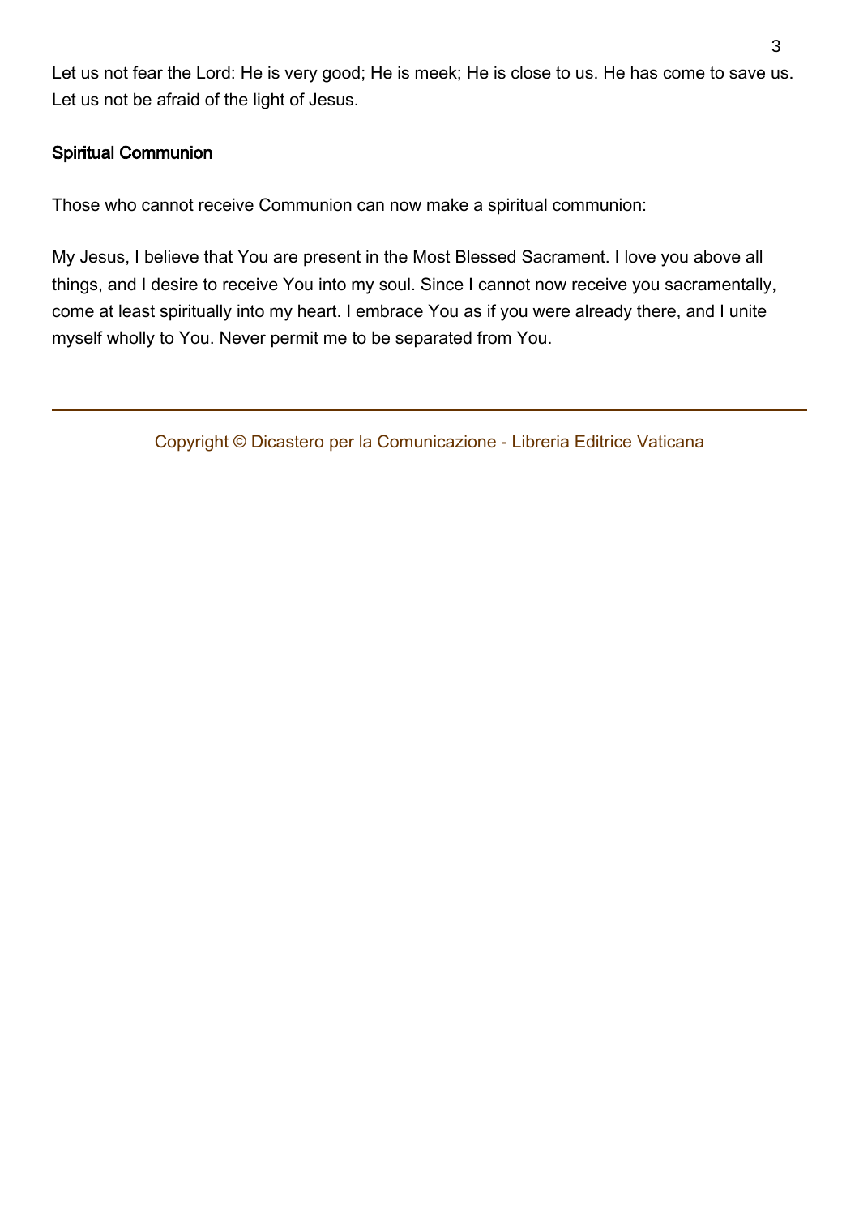Let us not fear the Lord: He is very good; He is meek; He is close to us. He has come to save us. Let us not be afraid of the light of Jesus.

**Spiritual Communion**

Those who cannot receive Communion can now make a spiritual communion:

My Jesus, I believe that You are present in the Most Blessed Sacrament. I love you above all things, and I desire to receive You into my soul. Since I cannot now receive you sacramentally, come at least spiritually into my heart. I embrace You as if you were already there, and I unite myself wholly to You. Never permit me to be separated from You.

---

Copyright © Dicastero per la Comunicazione - Libreria Editrice Vaticana